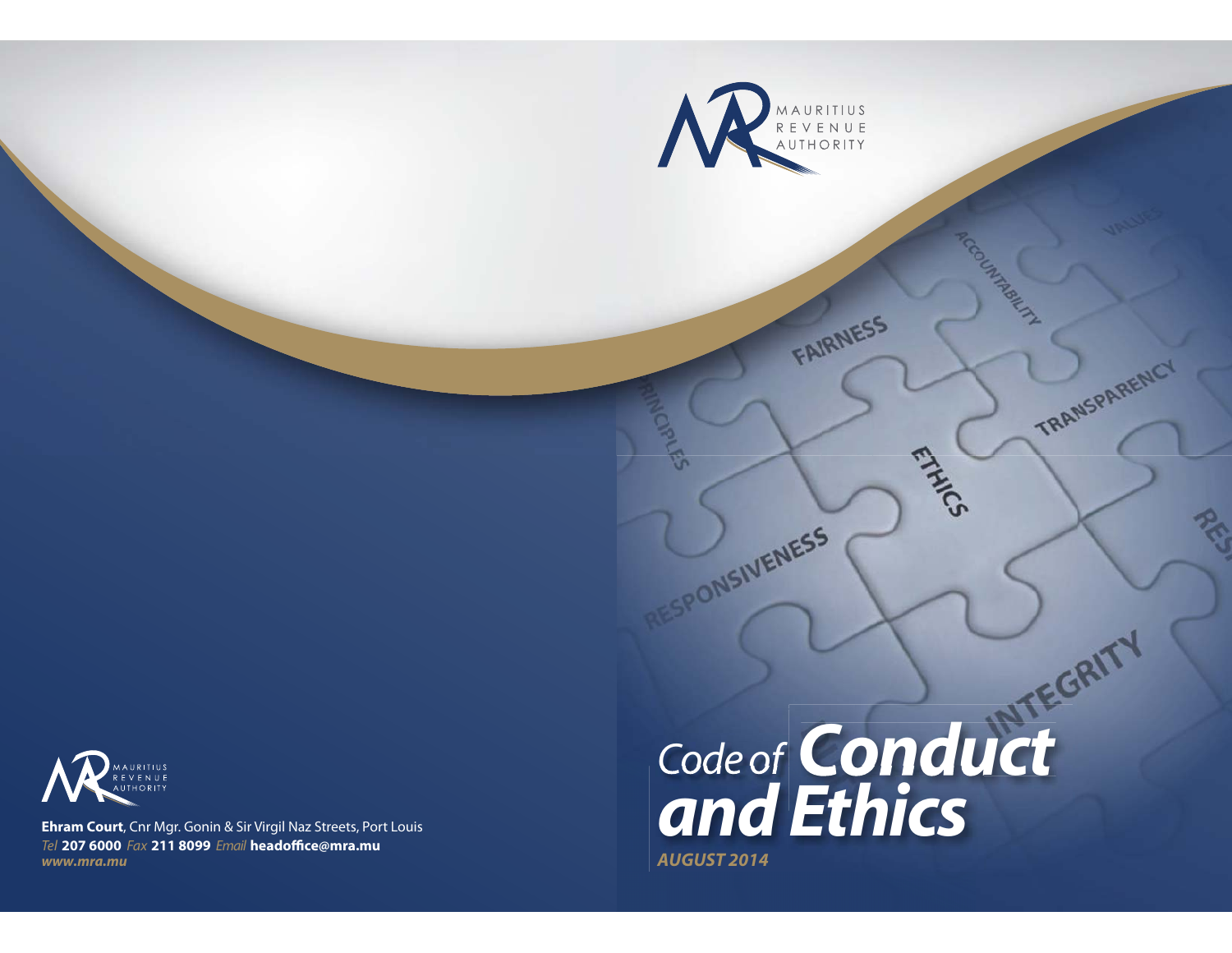MAURITIUS REVENUE AUTHORITY

# Code of Conduct and Ethics

***AUGUST 2014***

MAURITIUS REVENUE AUTHORITY

**Ehram Court**, Cnr Mgr. Gonin & Sir Virgil Naz Streets, Port Louis
*Tel* **207 6000** *Fax* **211 8099** *Email* **headoffice@mra.mu**
***www.mra.mu***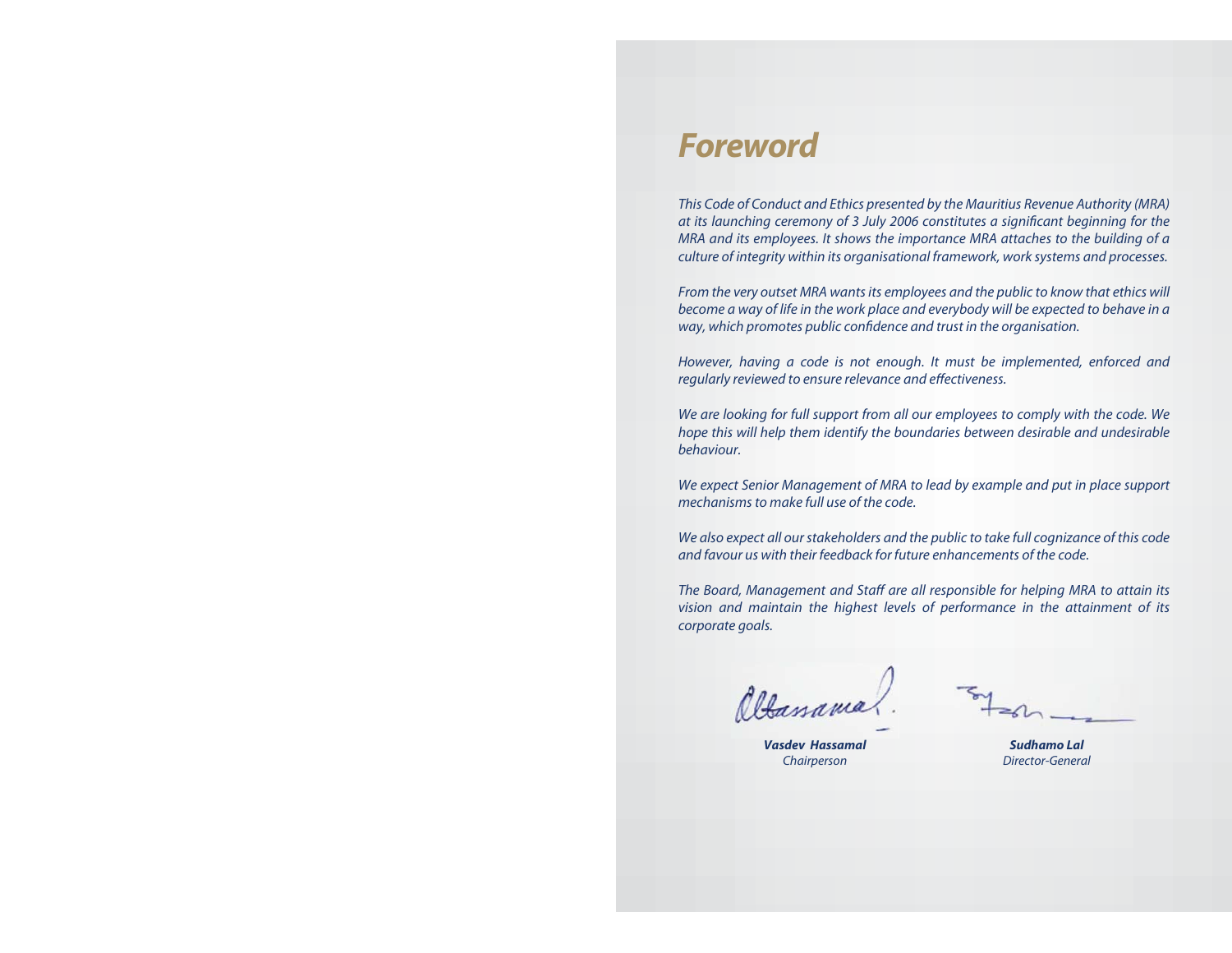# *Foreword*

*This Code of Conduct and Ethics presented by the Mauritius Revenue Authority (MRA) at its launching ceremony of 3 July 2006 constitutes a significant beginning for the MRA and its employees. It shows the importance MRA attaches to the building of a culture of integrity within its organisational framework, work systems and processes.*

*From the very outset MRA wants its employees and the public to know that ethics will become a way of life in the work place and everybody will be expected to behave in a way, which promotes public confidence and trust in the organisation.*

*However, having a code is not enough. It must be implemented, enforced and regularly reviewed to ensure relevance and effectiveness.*

*We are looking for full support from all our employees to comply with the code. We hope this will help them identify the boundaries between desirable and undesirable behaviour.*

*We expect Senior Management of MRA to lead by example and put in place support mechanisms to make full use of the code.*

*We also expect all our stakeholders and the public to take full cognizance of this code and favour us with their feedback for future enhancements of the code.*

*The Board, Management and Staff are all responsible for helping MRA to attain its vision and maintain the highest levels of performance in the attainment of its corporate goals.*

***Vasdev Hassamal***
*Chairperson*

***Sudhamo Lal***
*Director-General*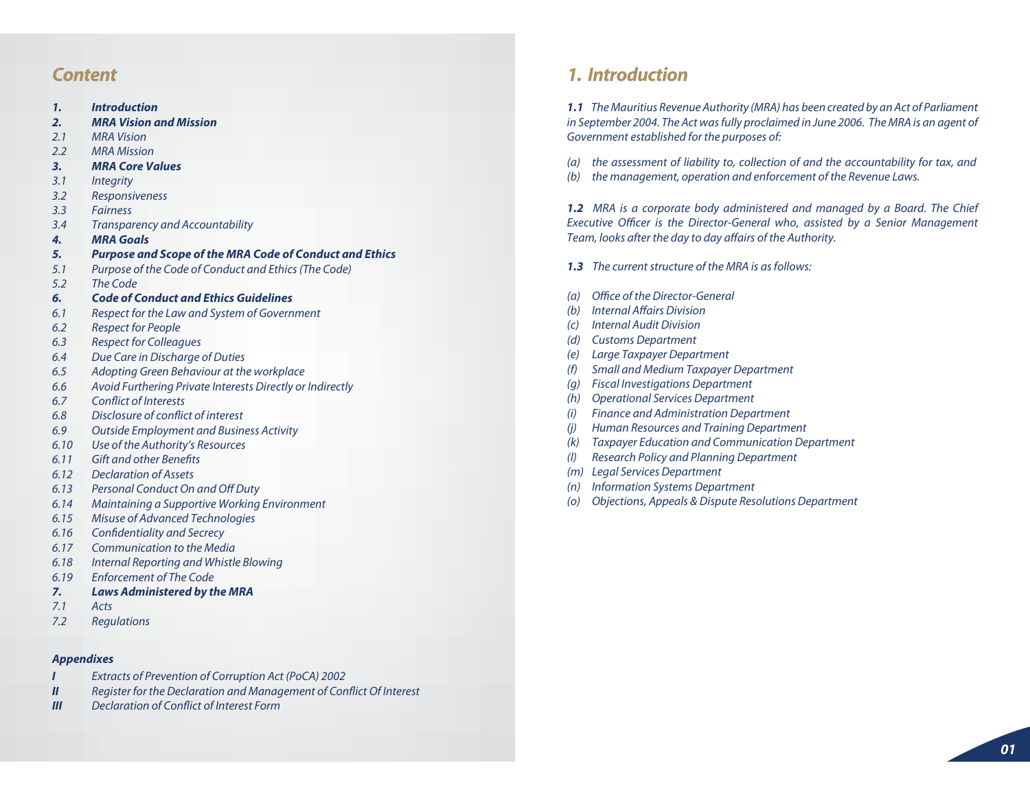## Content

- **1. Introduction**
- **2. MRA Vision and Mission**
  - 2.1 MRA Vision
  - 2.2 MRA Mission
- **3. MRA Core Values**
  - 3.1 Integrity
  - 3.2 Responsiveness
  - 3.3 Fairness
  - 3.4 Transparency and Accountability
- **4. MRA Goals**
- **5. Purpose and Scope of the MRA Code of Conduct and Ethics**
  - 5.1 Purpose of the Code of Conduct and Ethics (The Code)
  - 5.2 The Code
- **6. Code of Conduct and Ethics Guidelines**
  - 6.1 Respect for the Law and System of Government
  - 6.2 Respect for People
  - 6.3 Respect for Colleagues
  - 6.4 Due Care in Discharge of Duties
  - 6.5 Adopting Green Behaviour at the workplace
  - 6.6 Avoid Furthering Private Interests Directly or Indirectly
  - 6.7 Conflict of Interests
  - 6.8 Disclosure of conflict of interest
  - 6.9 Outside Employment and Business Activity
  - 6.10 Use of the Authority's Resources
  - 6.11 Gift and other Benefits
  - 6.12 Declaration of Assets
  - 6.13 Personal Conduct On and Off Duty
  - 6.14 Maintaining a Supportive Working Environment
  - 6.15 Misuse of Advanced Technologies
  - 6.16 Confidentiality and Secrecy
  - 6.17 Communication to the Media
  - 6.18 Internal Reporting and Whistle Blowing
  - 6.19 Enforcement of The Code
- **7. Laws Administered by the MRA**
  - 7.1 Acts
  - 7.2 Regulations

**Appendixes**

- **I** Extracts of Prevention of Corruption Act (PoCA) 2002
- **II** Register for the Declaration and Management of Conflict Of Interest
- **III** Declaration of Conflict of Interest Form

## 1. Introduction

**1.1** The Mauritius Revenue Authority (MRA) has been created by an Act of Parliament in September 2004. The Act was fully proclaimed in June 2006. The MRA is an agent of Government established for the purposes of:

(a) the assessment of liability to, collection of and the accountability for tax, and
(b) the management, operation and enforcement of the Revenue Laws.

**1.2** MRA is a corporate body administered and managed by a Board. The Chief Executive Officer is the Director-General who, assisted by a Senior Management Team, looks after the day to day affairs of the Authority.

**1.3** The current structure of the MRA is as follows:

(a) Office of the Director-General
(b) Internal Affairs Division
(c) Internal Audit Division
(d) Customs Department
(e) Large Taxpayer Department
(f) Small and Medium Taxpayer Department
(g) Fiscal Investigations Department
(h) Operational Services Department
(i) Finance and Administration Department
(j) Human Resources and Training Department
(k) Taxpayer Education and Communication Department
(l) Research Policy and Planning Department
(m) Legal Services Department
(n) Information Systems Department
(o) Objections, Appeals & Dispute Resolutions Department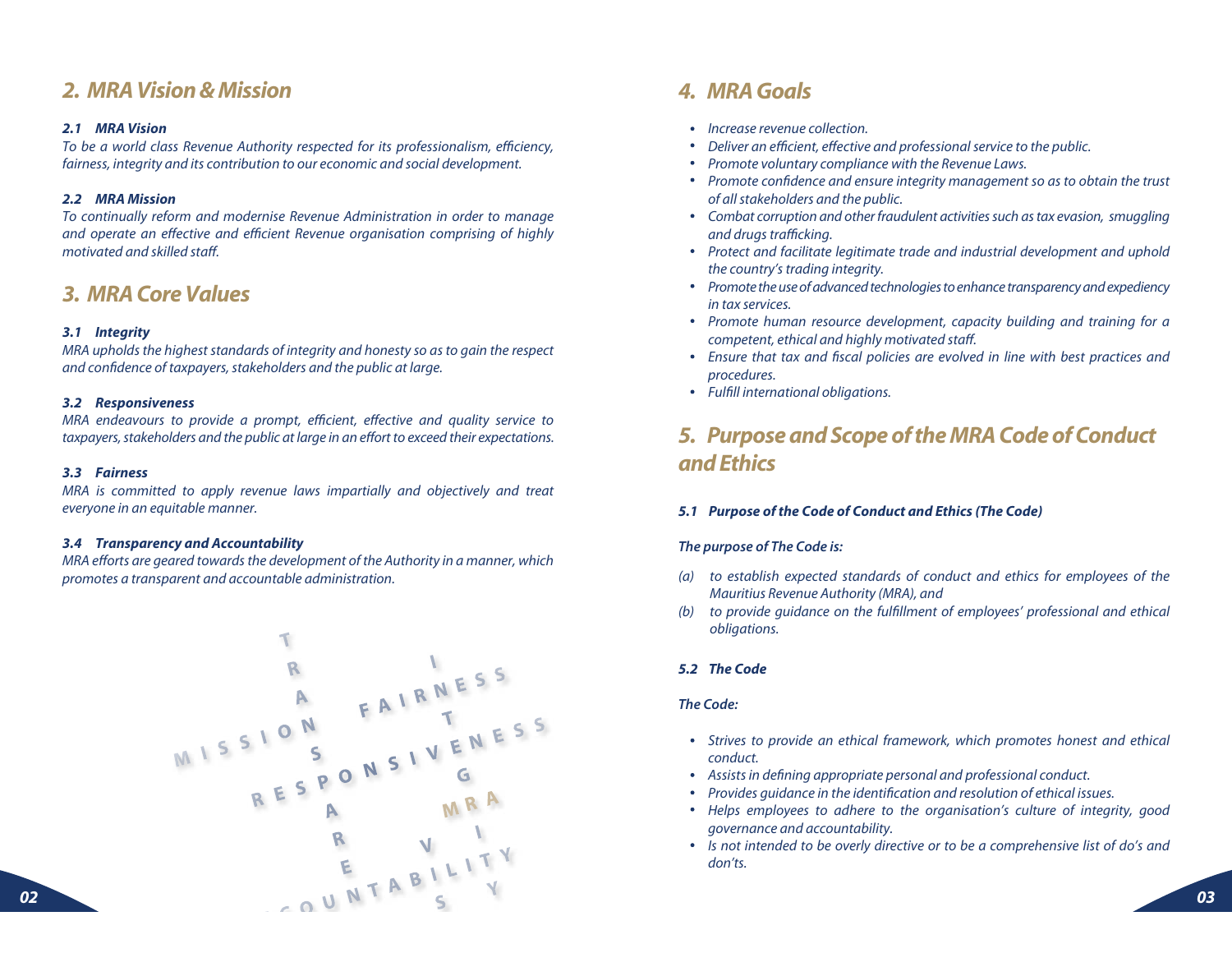## 2. MRA Vision & Mission

### 2.1 MRA Vision

*To be a world class Revenue Authority respected for its professionalism, efficiency, fairness, integrity and its contribution to our economic and social development.*

### 2.2 MRA Mission

*To continually reform and modernise Revenue Administration in order to manage and operate an effective and efficient Revenue organisation comprising of highly motivated and skilled staff.*

## 3. MRA Core Values

### 3.1 Integrity

*MRA upholds the highest standards of integrity and honesty so as to gain the respect and confidence of taxpayers, stakeholders and the public at large.*

### 3.2 Responsiveness

*MRA endeavours to provide a prompt, efficient, effective and quality service to taxpayers, stakeholders and the public at large in an effort to exceed their expectations.*

### 3.3 Fairness

*MRA is committed to apply revenue laws impartially and objectively and treat everyone in an equitable manner.*

### 3.4 Transparency and Accountability

*MRA efforts are geared towards the development of the Authority in a manner, which promotes a transparent and accountable administration.*

## 4. MRA Goals

- *Increase revenue collection.*
- *Deliver an efficient, effective and professional service to the public.*
- *Promote voluntary compliance with the Revenue Laws.*
- *Promote confidence and ensure integrity management so as to obtain the trust of all stakeholders and the public.*
- *Combat corruption and other fraudulent activities such as tax evasion, smuggling and drugs trafficking.*
- *Protect and facilitate legitimate trade and industrial development and uphold the country's trading integrity.*
- *Promote the use of advanced technologies to enhance transparency and expediency in tax services.*
- *Promote human resource development, capacity building and training for a competent, ethical and highly motivated staff.*
- *Ensure that tax and fiscal policies are evolved in line with best practices and procedures.*
- *Fulfill international obligations.*

## 5. Purpose and Scope of the MRA Code of Conduct and Ethics

### 5.1 Purpose of the Code of Conduct and Ethics (The Code)

***The purpose of The Code is:***

*(a) to establish expected standards of conduct and ethics for employees of the Mauritius Revenue Authority (MRA), and*

*(b) to provide guidance on the fulfillment of employees' professional and ethical obligations.*

### 5.2 The Code

***The Code:***

- *Strives to provide an ethical framework, which promotes honest and ethical conduct.*
- *Assists in defining appropriate personal and professional conduct.*
- *Provides guidance in the identification and resolution of ethical issues.*
- *Helps employees to adhere to the organisation's culture of integrity, good governance and accountability.*
- *Is not intended to be overly directive or to be a comprehensive list of do's and don'ts.*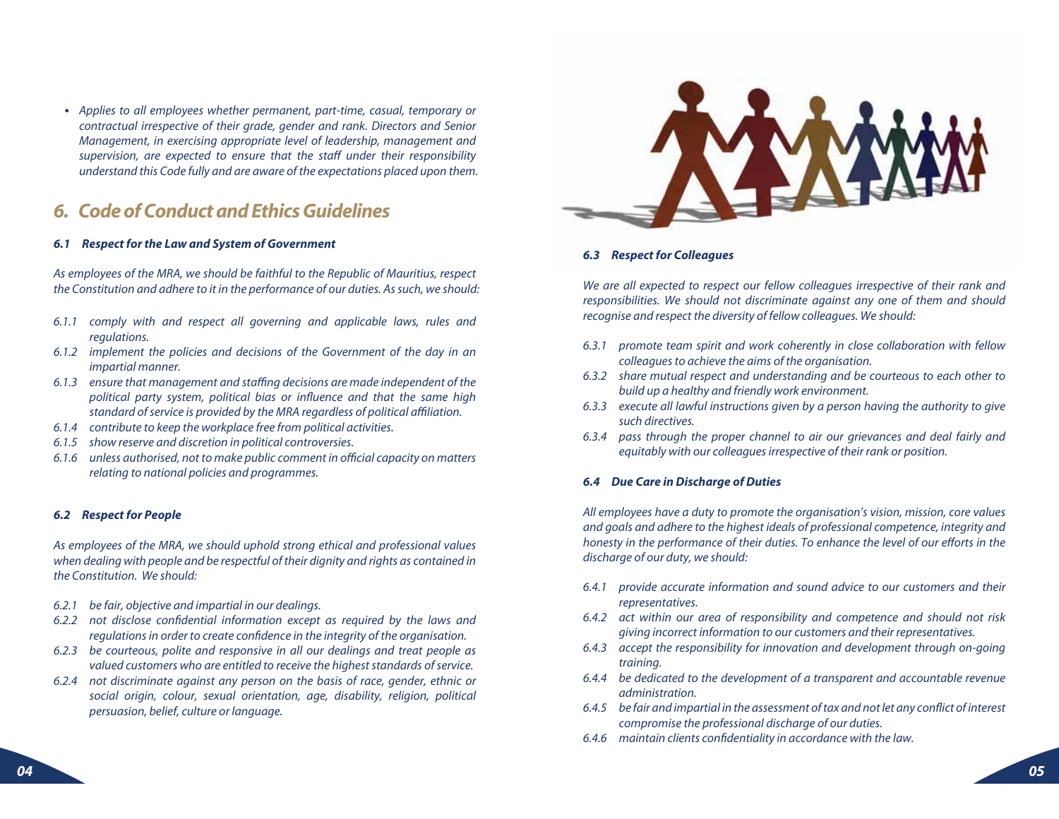- *Applies to all employees whether permanent, part-time, casual, temporary or contractual irrespective of their grade, gender and rank. Directors and Senior Management, in exercising appropriate level of leadership, management and supervision, are expected to ensure that the staff under their responsibility understand this Code fully and are aware of the expectations placed upon them.*

## 6. Code of Conduct and Ethics Guidelines

### 6.1 Respect for the Law and System of Government

*As employees of the MRA, we should be faithful to the Republic of Mauritius, respect the Constitution and adhere to it in the performance of our duties. As such, we should:*

- *6.1.1 comply with and respect all governing and applicable laws, rules and regulations.*
- *6.1.2 implement the policies and decisions of the Government of the day in an impartial manner.*
- *6.1.3 ensure that management and staffing decisions are made independent of the political party system, political bias or influence and that the same high standard of service is provided by the MRA regardless of political affiliation.*
- *6.1.4 contribute to keep the workplace free from political activities.*
- *6.1.5 show reserve and discretion in political controversies.*
- *6.1.6 unless authorised, not to make public comment in official capacity on matters relating to national policies and programmes.*

### 6.2 Respect for People

*As employees of the MRA, we should uphold strong ethical and professional values when dealing with people and be respectful of their dignity and rights as contained in the Constitution. We should:*

- *6.2.1 be fair, objective and impartial in our dealings.*
- *6.2.2 not disclose confidential information except as required by the laws and regulations in order to create confidence in the integrity of the organisation.*
- *6.2.3 be courteous, polite and responsive in all our dealings and treat people as valued customers who are entitled to receive the highest standards of service.*
- *6.2.4 not discriminate against any person on the basis of race, gender, ethnic or social origin, colour, sexual orientation, age, disability, religion, political persuasion, belief, culture or language.*

### 6.3 Respect for Colleagues

*We are all expected to respect our fellow colleagues irrespective of their rank and responsibilities. We should not discriminate against any one of them and should recognise and respect the diversity of fellow colleagues. We should:*

- *6.3.1 promote team spirit and work coherently in close collaboration with fellow colleagues to achieve the aims of the organisation.*
- *6.3.2 share mutual respect and understanding and be courteous to each other to build up a healthy and friendly work environment.*
- *6.3.3 execute all lawful instructions given by a person having the authority to give such directives.*
- *6.3.4 pass through the proper channel to air our grievances and deal fairly and equitably with our colleagues irrespective of their rank or position.*

### 6.4 Due Care in Discharge of Duties

*All employees have a duty to promote the organisation's vision, mission, core values and goals and adhere to the highest ideals of professional competence, integrity and honesty in the performance of their duties. To enhance the level of our efforts in the discharge of our duty, we should:*

- *6.4.1 provide accurate information and sound advice to our customers and their representatives.*
- *6.4.2 act within our area of responsibility and competence and should not risk giving incorrect information to our customers and their representatives.*
- *6.4.3 accept the responsibility for innovation and development through on-going training.*
- *6.4.4 be dedicated to the development of a transparent and accountable revenue administration.*
- *6.4.5 be fair and impartial in the assessment of tax and not let any conflict of interest compromise the professional discharge of our duties.*
- *6.4.6 maintain clients confidentiality in accordance with the law.*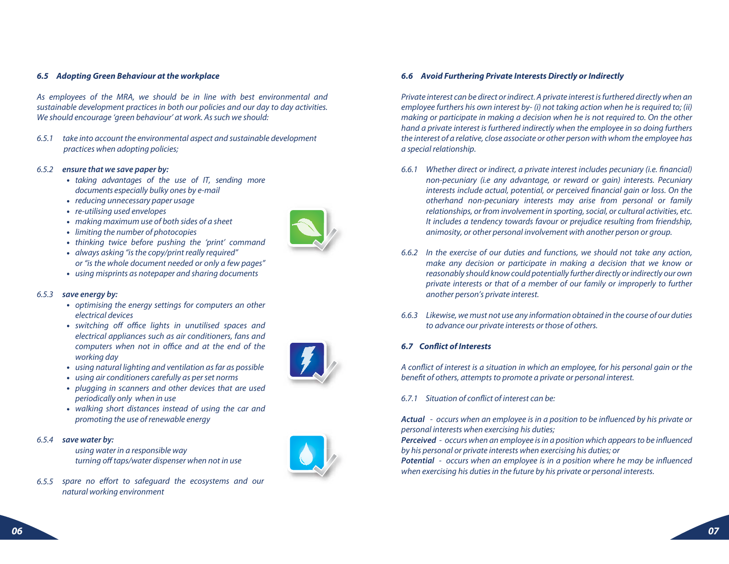### *6.5 Adopting Green Behaviour at the workplace*

*As employees of the MRA, we should be in line with best environmental and sustainable development practices in both our policies and our day to day activities. We should encourage 'green behaviour' at work. As such we should:*

*6.5.1 take into account the environmental aspect and sustainable development practices when adopting policies;*

*6.5.2* ***ensure that we save paper by:***

- *taking advantages of the use of IT, sending more documents especially bulky ones by e-mail*
- *reducing unnecessary paper usage*
- *re-utilising used envelopes*
- *making maximum use of both sides of a sheet*
- *limiting the number of photocopies*
- *thinking twice before pushing the 'print' command*
- *always asking "is the copy/print really required" or "is the whole document needed or only a few pages"*
- *using misprints as notepaper and sharing documents*

*6.5.3* ***save energy by:***

- *optimising the energy settings for computers an other electrical devices*
- *switching off office lights in unutilised spaces and electrical appliances such as air conditioners, fans and computers when not in office and at the end of the working day*
- *using natural lighting and ventilation as far as possible*
- *using air conditioners carefully as per set norms*
- *plugging in scanners and other devices that are used periodically only when in use*
- *walking short distances instead of using the car and promoting the use of renewable energy*

*6.5.4* ***save water by:***

*using water in a responsible way*
*turning off taps/water dispenser when not in use*

*6.5.5 spare no effort to safeguard the ecosystems and our natural working environment*

### *6.6 Avoid Furthering Private Interests Directly or Indirectly*

*Private interest can be direct or indirect. A private interest is furthered directly when an employee furthers his own interest by- (i) not taking action when he is required to; (ii) making or participate in making a decision when he is not required to. On the other hand a private interest is furthered indirectly when the employee in so doing furthers the interest of a relative, close associate or other person with whom the employee has a special relationship.*

*6.6.1 Whether direct or indirect, a private interest includes pecuniary (i.e. financial) non-pecuniary (i.e any advantage, or reward or gain) interests. Pecuniary interests include actual, potential, or perceived financial gain or loss. On the otherhand non-pecuniary interests may arise from personal or family relationships, or from involvement in sporting, social, or cultural activities, etc. It includes a tendency towards favour or prejudice resulting from friendship, animosity, or other personal involvement with another person or group.*

*6.6.2 In the exercise of our duties and functions, we should not take any action, make any decision or participate in making a decision that we know or reasonably should know could potentially further directly or indirectly our own private interests or that of a member of our family or improperly to further another person's private interest.*

*6.6.3 Likewise, we must not use any information obtained in the course of our duties to advance our private interests or those of others.*

### *6.7 Conflict of Interests*

*A conflict of interest is a situation in which an employee, for his personal gain or the benefit of others, attempts to promote a private or personal interest.*

*6.7.1 Situation of conflict of interest can be:*

***Actual*** *- occurs when an employee is in a position to be influenced by his private or personal interests when exercising his duties;*
***Perceived*** *- occurs when an employee is in a position which appears to be influenced by his personal or private interests when exercising his duties; or*
***Potential*** *- occurs when an employee is in a position where he may be influenced when exercising his duties in the future by his private or personal interests.*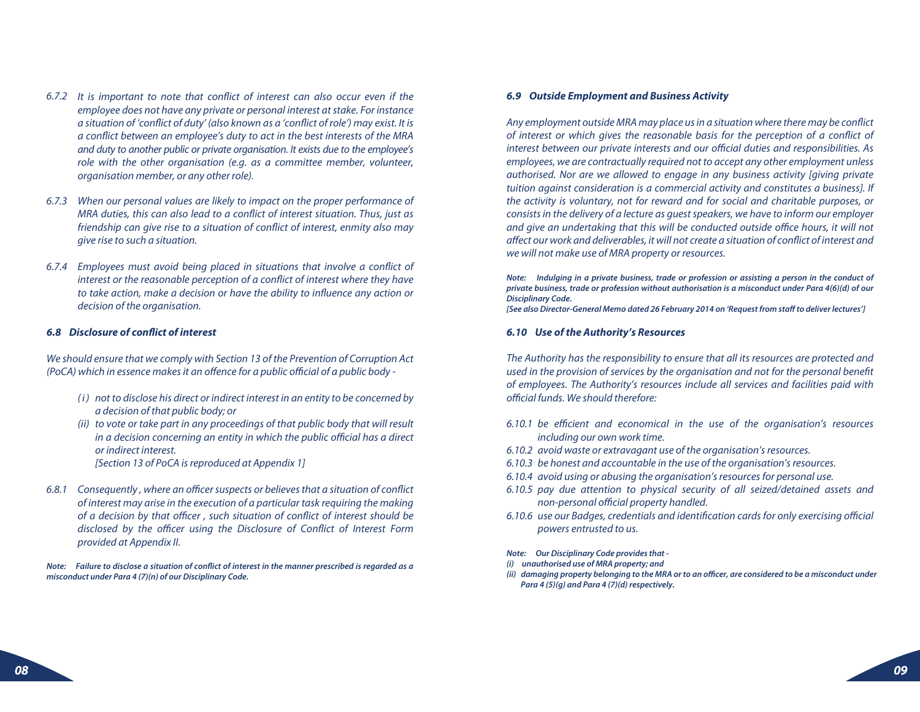*6.7.2 It is important to note that conflict of interest can also occur even if the employee does not have any private or personal interest at stake. For instance a situation of 'conflict of duty' (also known as a 'conflict of role') may exist. It is a conflict between an employee's duty to act in the best interests of the MRA and duty to another public or private organisation. It exists due to the employee's role with the other organisation (e.g. as a committee member, volunteer, organisation member, or any other role).*

*6.7.3 When our personal values are likely to impact on the proper performance of MRA duties, this can also lead to a conflict of interest situation. Thus, just as friendship can give rise to a situation of conflict of interest, enmity also may give rise to such a situation.*

*6.7.4 Employees must avoid being placed in situations that involve a conflict of interest or the reasonable perception of a conflict of interest where they have to take action, make a decision or have the ability to influence any action or decision of the organisation.*

### *6.8 Disclosure of conflict of interest*

*We should ensure that we comply with Section 13 of the Prevention of Corruption Act (PoCA) which in essence makes it an offence for a public official of a public body -*

*(i) not to disclose his direct or indirect interest in an entity to be concerned by a decision of that public body; or*

*(ii) to vote or take part in any proceedings of that public body that will result in a decision concerning an entity in which the public official has a direct or indirect interest.*
*[Section 13 of PoCA is reproduced at Appendix 1]*

*6.8.1 Consequently , where an officer suspects or believes that a situation of conflict of interest may arise in the execution of a particular task requiring the making of a decision by that officer , such situation of conflict of interest should be disclosed by the officer using the Disclosure of Conflict of Interest Form provided at Appendix II.*

***Note: Failure to disclose a situation of conflict of interest in the manner prescribed is regarded as a misconduct under Para 4 (7)(n) of our Disciplinary Code.***

### *6.9 Outside Employment and Business Activity*

*Any employment outside MRA may place us in a situation where there may be conflict of interest or which gives the reasonable basis for the perception of a conflict of interest between our private interests and our official duties and responsibilities. As employees, we are contractually required not to accept any other employment unless authorised. Nor are we allowed to engage in any business activity [giving private tuition against consideration is a commercial activity and constitutes a business]. If the activity is voluntary, not for reward and for social and charitable purposes, or consists in the delivery of a lecture as guest speakers, we have to inform our employer and give an undertaking that this will be conducted outside office hours, it will not affect our work and deliverables, it will not create a situation of conflict of interest and we will not make use of MRA property or resources.*

***Note: Indulging in a private business, trade or profession or assisting a person in the conduct of private business, trade or profession without authorisation is a misconduct under Para 4(6)(d) of our Disciplinary Code.***
***[See also Director-General Memo dated 26 February 2014 on 'Request from staff to deliver lectures']***

### *6.10 Use of the Authority's Resources*

*The Authority has the responsibility to ensure that all its resources are protected and used in the provision of services by the organisation and not for the personal benefit of employees. The Authority's resources include all services and facilities paid with official funds. We should therefore:*

*6.10.1 be efficient and economical in the use of the organisation's resources including our own work time.*
*6.10.2 avoid waste or extravagant use of the organisation's resources.*
*6.10.3 be honest and accountable in the use of the organisation's resources.*
*6.10.4 avoid using or abusing the organisation's resources for personal use.*
*6.10.5 pay due attention to physical security of all seized/detained assets and non-personal official property handled.*
*6.10.6 use our Badges, credentials and identification cards for only exercising official powers entrusted to us.*

***Note: Our Disciplinary Code provides that -***
***(i) unauthorised use of MRA property; and***
***(ii) damaging property belonging to the MRA or to an officer, are considered to be a misconduct under Para 4 (5)(g) and Para 4 (7)(d) respectively.***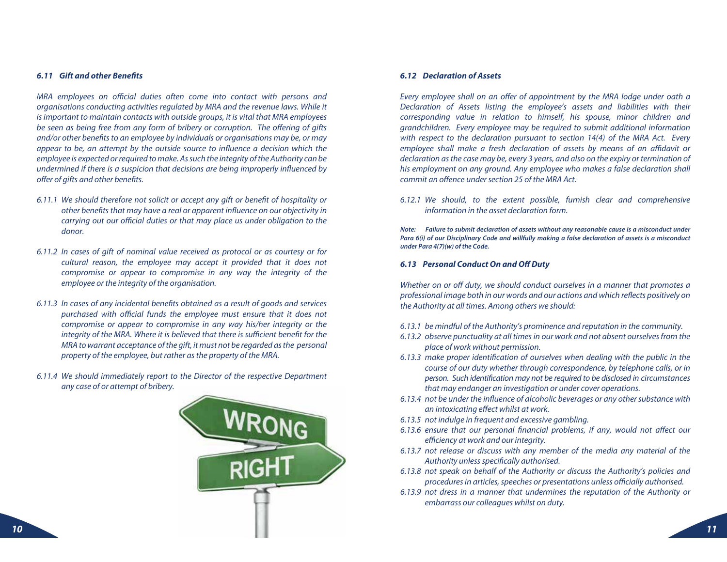### *6.11 Gift and other Benefits*

*MRA employees on official duties often come into contact with persons and organisations conducting activities regulated by MRA and the revenue laws. While it is important to maintain contacts with outside groups, it is vital that MRA employees be seen as being free from any form of bribery or corruption. The offering of gifts and/or other benefits to an employee by individuals or organisations may be, or may appear to be, an attempt by the outside source to influence a decision which the employee is expected or required to make. As such the integrity of the Authority can be undermined if there is a suspicion that decisions are being improperly influenced by offer of gifts and other benefits.*

*6.11.1 We should therefore not solicit or accept any gift or benefit of hospitality or other benefits that may have a real or apparent influence on our objectivity in carrying out our official duties or that may place us under obligation to the donor.*

*6.11.2 In cases of gift of nominal value received as protocol or as courtesy or for cultural reason, the employee may accept it provided that it does not compromise or appear to compromise in any way the integrity of the employee or the integrity of the organisation.*

*6.11.3 In cases of any incidental benefits obtained as a result of goods and services purchased with official funds the employee must ensure that it does not compromise or appear to compromise in any way his/her integrity or the integrity of the MRA. Where it is believed that there is sufficient benefit for the MRA to warrant acceptance of the gift, it must not be regarded as the personal property of the employee, but rather as the property of the MRA.*

*6.11.4 We should immediately report to the Director of the respective Department any case of or attempt of bribery.*

### *6.12 Declaration of Assets*

*Every employee shall on an offer of appointment by the MRA lodge under oath a Declaration of Assets listing the employee's assets and liabilities with their corresponding value in relation to himself, his spouse, minor children and grandchildren. Every employee may be required to submit additional information with respect to the declaration pursuant to section 14(4) of the MRA Act. Every employee shall make a fresh declaration of assets by means of an affidavit or declaration as the case may be, every 3 years, and also on the expiry or termination of his employment on any ground. Any employee who makes a false declaration shall commit an offence under section 25 of the MRA Act.*

*6.12.1 We should, to the extent possible, furnish clear and comprehensive information in the asset declaration form.*

***Note: Failure to submit declaration of assets without any reasonable cause is a misconduct under Para 6(i) of our Disciplinary Code and willfully making a false declaration of assets is a misconduct under Para 4(7)(w) of the Code.***

### *6.13 Personal Conduct On and Off Duty*

*Whether on or off duty, we should conduct ourselves in a manner that promotes a professional image both in our words and our actions and which reflects positively on the Authority at all times. Among others we should:*

*6.13.1 be mindful of the Authority's prominence and reputation in the community.*

*6.13.2 observe punctuality at all times in our work and not absent ourselves from the place of work without permission.*

*6.13.3 make proper identification of ourselves when dealing with the public in the course of our duty whether through correspondence, by telephone calls, or in person. Such identification may not be required to be disclosed in circumstances that may endanger an investigation or under cover operations.*

*6.13.4 not be under the influence of alcoholic beverages or any other substance with an intoxicating effect whilst at work.*

*6.13.5 not indulge in frequent and excessive gambling.*

*6.13.6 ensure that our personal financial problems, if any, would not affect our efficiency at work and our integrity.*

*6.13.7 not release or discuss with any member of the media any material of the Authority unless specifically authorised.*

*6.13.8 not speak on behalf of the Authority or discuss the Authority's policies and procedures in articles, speeches or presentations unless officially authorised.*

*6.13.9 not dress in a manner that undermines the reputation of the Authority or embarrass our colleagues whilst on duty.*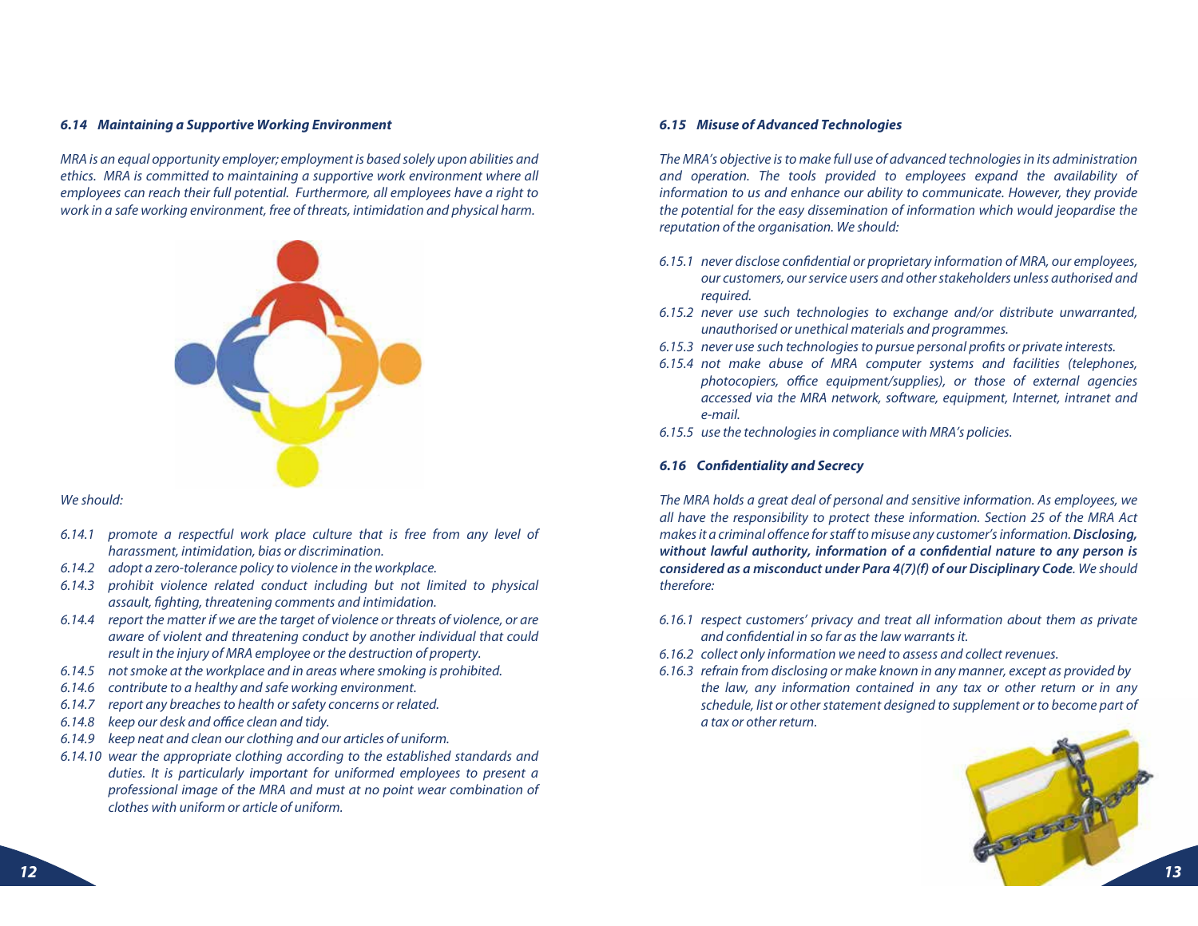### *6.14 Maintaining a Supportive Working Environment*

*MRA is an equal opportunity employer; employment is based solely upon abilities and ethics. MRA is committed to maintaining a supportive work environment where all employees can reach their full potential. Furthermore, all employees have a right to work in a safe working environment, free of threats, intimidation and physical harm.*

*We should:*

- *6.14.1 promote a respectful work place culture that is free from any level of harassment, intimidation, bias or discrimination.*
- *6.14.2 adopt a zero-tolerance policy to violence in the workplace.*
- *6.14.3 prohibit violence related conduct including but not limited to physical assault, fighting, threatening comments and intimidation.*
- *6.14.4 report the matter if we are the target of violence or threats of violence, or are aware of violent and threatening conduct by another individual that could result in the injury of MRA employee or the destruction of property.*
- *6.14.5 not smoke at the workplace and in areas where smoking is prohibited.*
- *6.14.6 contribute to a healthy and safe working environment.*
- *6.14.7 report any breaches to health or safety concerns or related.*
- *6.14.8 keep our desk and office clean and tidy.*
- *6.14.9 keep neat and clean our clothing and our articles of uniform.*
- *6.14.10 wear the appropriate clothing according to the established standards and duties. It is particularly important for uniformed employees to present a professional image of the MRA and must at no point wear combination of clothes with uniform or article of uniform.*

### *6.15 Misuse of Advanced Technologies*

*The MRA's objective is to make full use of advanced technologies in its administration and operation. The tools provided to employees expand the availability of information to us and enhance our ability to communicate. However, they provide the potential for the easy dissemination of information which would jeopardise the reputation of the organisation. We should:*

- *6.15.1 never disclose confidential or proprietary information of MRA, our employees, our customers, our service users and other stakeholders unless authorised and required.*
- *6.15.2 never use such technologies to exchange and/or distribute unwarranted, unauthorised or unethical materials and programmes.*
- *6.15.3 never use such technologies to pursue personal profits or private interests.*
- *6.15.4 not make abuse of MRA computer systems and facilities (telephones, photocopiers, office equipment/supplies), or those of external agencies accessed via the MRA network, software, equipment, Internet, intranet and e-mail.*
- *6.15.5 use the technologies in compliance with MRA's policies.*

### *6.16 Confidentiality and Secrecy*

*The MRA holds a great deal of personal and sensitive information. As employees, we all have the responsibility to protect these information. Section 25 of the MRA Act makes it a criminal offence for staff to misuse any customer's information.* ***Disclosing, without lawful authority, information of a confidential nature to any person is considered as a misconduct under Para 4(7)(f) of our Disciplinary Code****. We should therefore:*

- *6.16.1 respect customers' privacy and treat all information about them as private and confidential in so far as the law warrants it.*
- *6.16.2 collect only information we need to assess and collect revenues.*
- *6.16.3 refrain from disclosing or make known in any manner, except as provided by the law, any information contained in any tax or other return or in any schedule, list or other statement designed to supplement or to become part of a tax or other return.*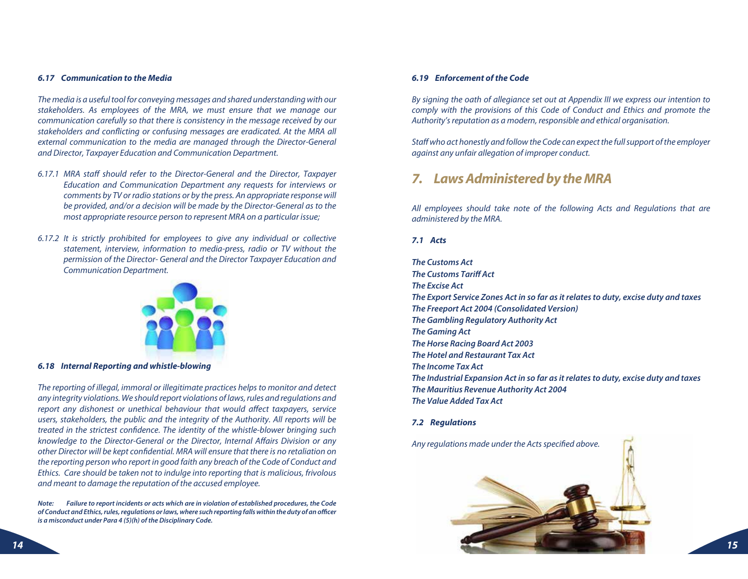### *6.17 Communication to the Media*

*The media is a useful tool for conveying messages and shared understanding with our stakeholders. As employees of the MRA, we must ensure that we manage our communication carefully so that there is consistency in the message received by our stakeholders and conflicting or confusing messages are eradicated. At the MRA all external communication to the media are managed through the Director-General and Director, Taxpayer Education and Communication Department.*

*6.17.1 MRA staff should refer to the Director-General and the Director, Taxpayer Education and Communication Department any requests for interviews or comments by TV or radio stations or by the press. An appropriate response will be provided, and/or a decision will be made by the Director-General as to the most appropriate resource person to represent MRA on a particular issue;*

*6.17.2 It is strictly prohibited for employees to give any individual or collective statement, interview, information to media-press, radio or TV without the permission of the Director- General and the Director Taxpayer Education and Communication Department.*

### *6.18 Internal Reporting and whistle-blowing*

*The reporting of illegal, immoral or illegitimate practices helps to monitor and detect any integrity violations. We should report violations of laws, rules and regulations and report any dishonest or unethical behaviour that would affect taxpayers, service users, stakeholders, the public and the integrity of the Authority. All reports will be treated in the strictest confidence. The identity of the whistle-blower bringing such knowledge to the Director-General or the Director, Internal Affairs Division or any other Director will be kept confidential. MRA will ensure that there is no retaliation on the reporting person who report in good faith any breach of the Code of Conduct and Ethics. Care should be taken not to indulge into reporting that is malicious, frivolous and meant to damage the reputation of the accused employee.*

***Note:** Failure to report incidents or acts which are in violation of established procedures, the Code of Conduct and Ethics, rules, regulations or laws, where such reporting falls within the duty of an officer is a misconduct under Para 4 (5)(h) of the Disciplinary Code.*

### *6.19 Enforcement of the Code*

*By signing the oath of allegiance set out at Appendix III we express our intention to comply with the provisions of this Code of Conduct and Ethics and promote the Authority's reputation as a modern, responsible and ethical organisation.*

*Staff who act honestly and follow the Code can expect the full support of the employer against any unfair allegation of improper conduct.*

## *7. Laws Administered by the MRA*

*All employees should take note of the following Acts and Regulations that are administered by the MRA.*

### *7.1 Acts*

***The Customs Act***
***The Customs Tariff Act***
***The Excise Act***
***The Export Service Zones Act in so far as it relates to duty, excise duty and taxes***
***The Freeport Act 2004 (Consolidated Version)***
***The Gambling Regulatory Authority Act***
***The Gaming Act***
***The Horse Racing Board Act 2003***
***The Hotel and Restaurant Tax Act***
***The Income Tax Act***
***The Industrial Expansion Act in so far as it relates to duty, excise duty and taxes***
***The Mauritius Revenue Authority Act 2004***
***The Value Added Tax Act***

### *7.2 Regulations*

*Any regulations made under the Acts specified above.*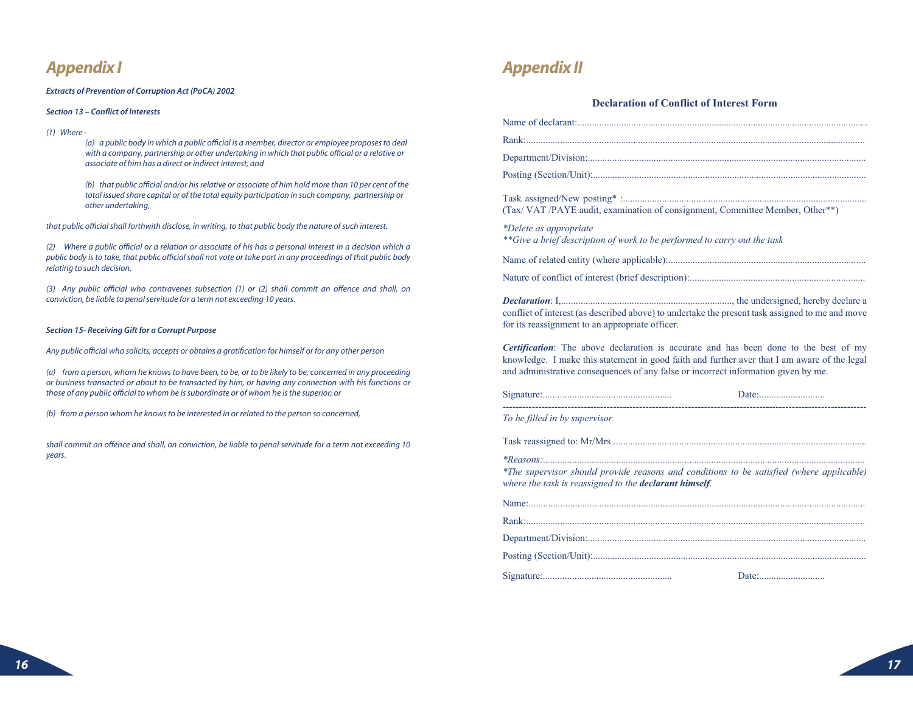# Appendix I

***Extracts of Prevention of Corruption Act (PoCA) 2002***

***Section 13 – Conflict of Interests***

*(1) Where -*

*(a) a public body in which a public official is a member, director or employee proposes to deal with a company, partnership or other undertaking in which that public official or a relative or associate of him has a direct or indirect interest; and*

*(b) that public official and/or his relative or associate of him hold more than 10 per cent of the total issued share capital or of the total equity participation in such company, partnership or other undertaking,*

*that public official shall forthwith disclose, in writing, to that public body the nature of such interest.*

*(2) Where a public official or a relation or associate of his has a personal interest in a decision which a public body is to take, that public official shall not vote or take part in any proceedings of that public body relating to such decision.*

*(3) Any public official who contravenes subsection (1) or (2) shall commit an offence and shall, on conviction, be liable to penal servitude for a term not exceeding 10 years.*

***Section 15- Receiving Gift for a Corrupt Purpose***

*Any public official who solicits, accepts or obtains a gratification for himself or for any other person*

*(a) from a person, whom he knows to have been, to be, or to be likely to be, concerned in any proceeding or business transacted or about to be transacted by him, or having any connection with his functions or those of any public official to whom he is subordinate or of whom he is the superior; or*

*(b) from a person whom he knows to be interested in or related to the person so concerned,*

*shall commit an offence and shall, on conviction, be liable to penal servitude for a term not exceeding 10 years.*

# Appendix II

## Declaration of Conflict of Interest Form

Name of declarant:..........................................................................................................................

Rank:...........................................................................................................................................

Department/Division:.......................................................................................................................

Posting (Section/Unit):.....................................................................................................................

Task assigned/New posting* :.........................................................................................................
(Tax/ VAT /PAYE audit, examination of consignment, Committee Member, Other**)

*\*Delete as appropriate*
*\*\*Give a brief description of work to be performed to carry out the task*

Name of related entity (where applicable):.......................................................................................

Nature of conflict of interest (brief description):...............................................................................

***Declaration***: I,......................................................................., the undersigned, hereby declare a conflict of interest (as described above) to undertake the present task assigned to me and move for its reassignment to an appropriate officer.

***Certification***: The above declaration is accurate and has been done to the best of my knowledge. I make this statement in good faith and further aver that I am aware of the legal and administrative consequences of any false or incorrect information given by me.

Signature:.....................................................           Date:...........................

---

*To be filled in by supervisor*

Task reassigned to: Mr/Mrs.............................................................................................................

*\*Reasons:*...................................................................................................................................
*\*The supervisor should provide reasons and conditions to be satisfied (where applicable) where the task is reassigned to the **declarant himself**.*

Name:..........................................................................................................................................

Rank:...........................................................................................................................................

Department/Division:.......................................................................................................................

Posting (Section/Unit):.....................................................................................................................

Signature:.....................................................           Date:...........................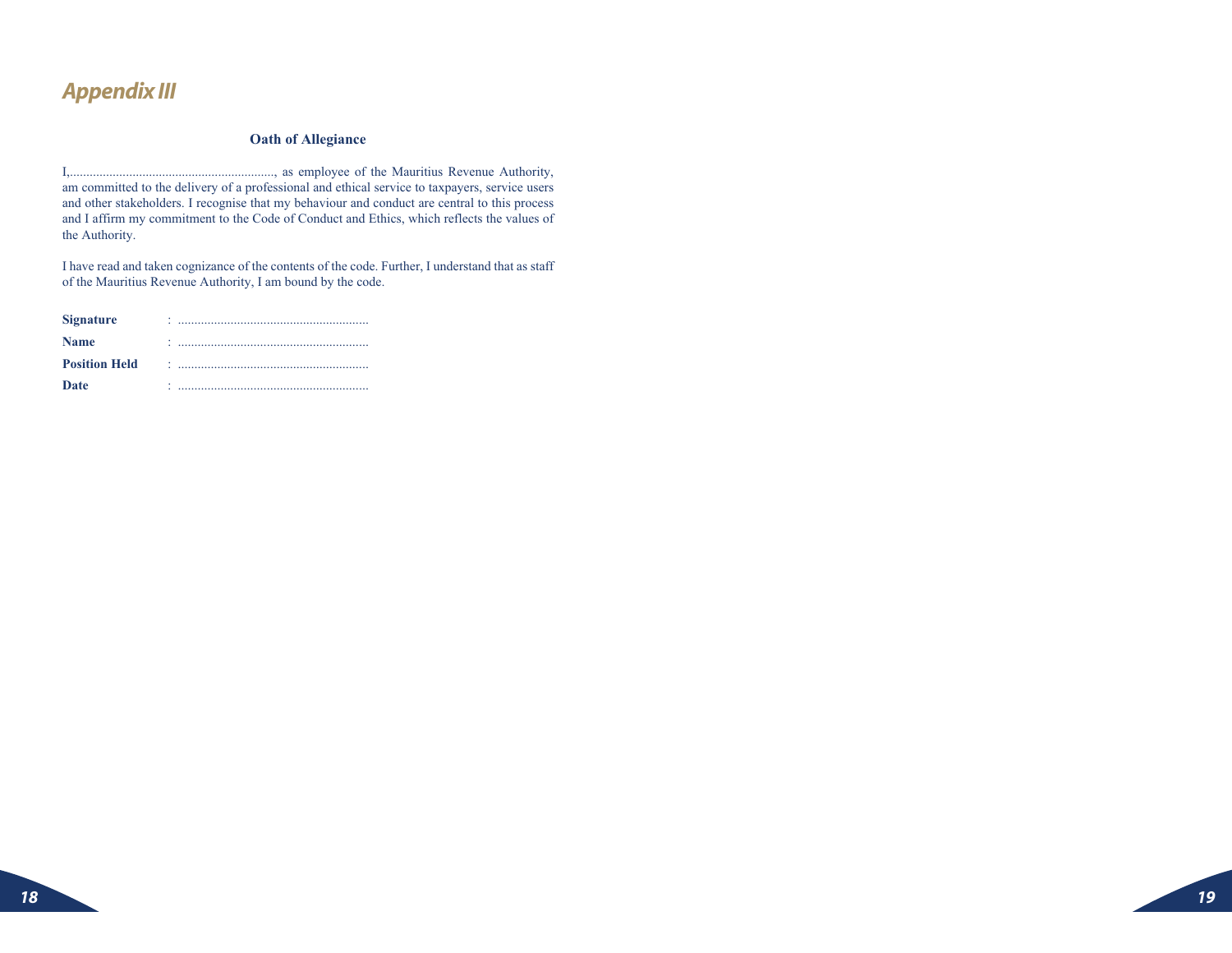# *Appendix III*

**Oath of Allegiance**

I,..............................................................., as employee of the Mauritius Revenue Authority, am committed to the delivery of a professional and ethical service to taxpayers, service users and other stakeholders. I recognise that my behaviour and conduct are central to this process and I affirm my commitment to the Code of Conduct and Ethics, which reflects the values of the Authority.

I have read and taken cognizance of the contents of the code. Further, I understand that as staff of the Mauritius Revenue Authority, I am bound by the code.

| | |
|---|---|
| **Signature** | : .......................................................... |
| **Name** | : .......................................................... |
| **Position Held** | : .......................................................... |
| **Date** | : .......................................................... |